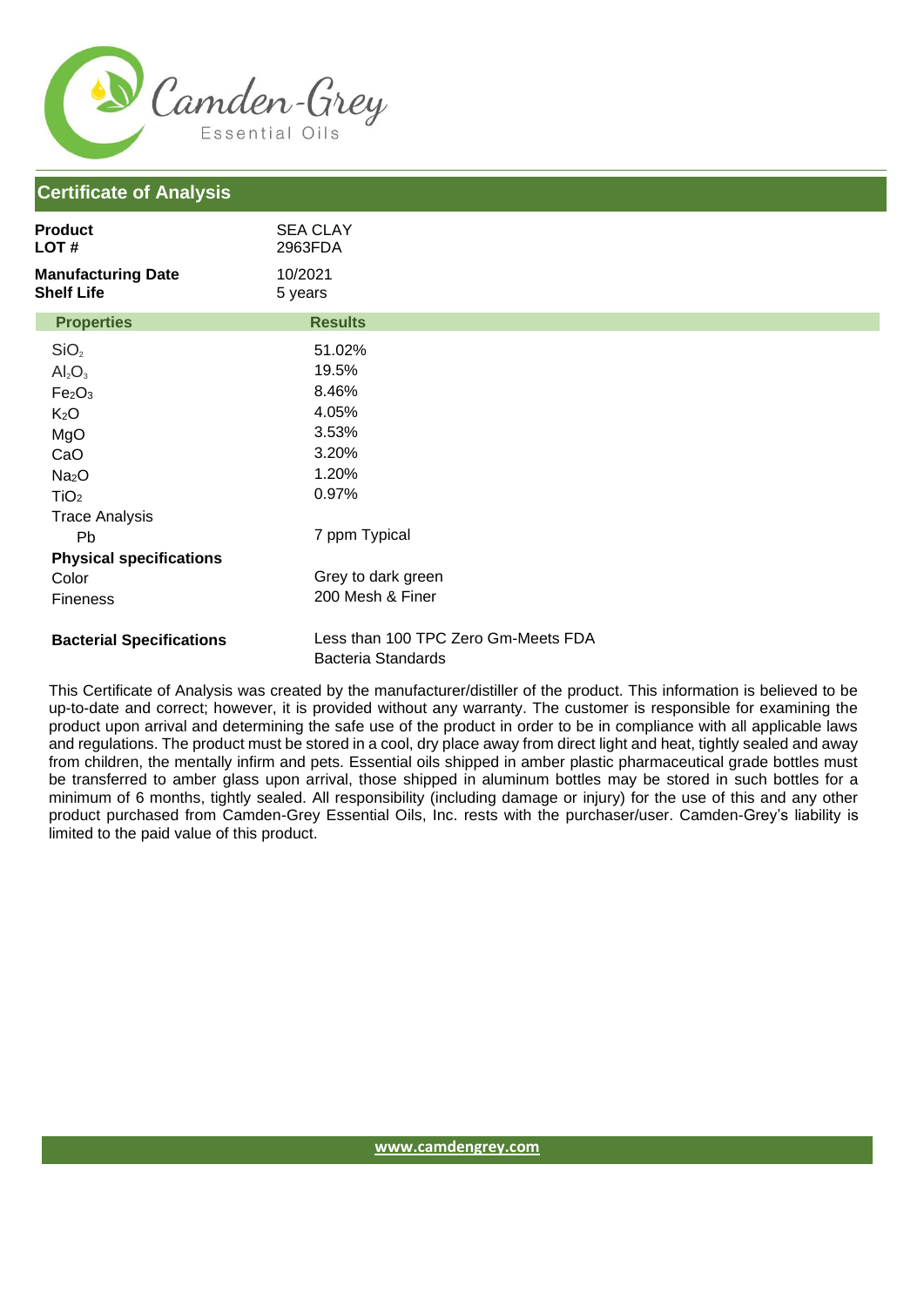Camden-Grey
Essential Oils

## Certificate of Analysis

| | |
|---|---|
| **Product** | SEA CLAY |
| **LOT #** | 2963FDA |
| **Manufacturing Date** | 10/2021 |
| **Shelf Life** | 5 years |

| Properties | Results |
|---|---|
| $SiO_2$ | 51.02% |
| $Al_2O_3$ | 19.5% |
| $Fe_2O_3$ | 8.46% |
| $K_2O$ | 4.05% |
| MgO | 3.53% |
| CaO | 3.20% |
| $Na_2O$ | 1.20% |
| $TiO_2$ | 0.97% |
| Trace Analysis | |
| Pb | 7 ppm Typical |
| **Physical specifications** | |
| Color | Grey to dark green |
| Fineness | 200 Mesh & Finer |
| **Bacterial Specifications** | Less than 100 TPC Zero Gm-Meets FDA Bacteria Standards |

This Certificate of Analysis was created by the manufacturer/distiller of the product. This information is believed to be up-to-date and correct; however, it is provided without any warranty. The customer is responsible for examining the product upon arrival and determining the safe use of the product in order to be in compliance with all applicable laws and regulations. The product must be stored in a cool, dry place away from direct light and heat, tightly sealed and away from children, the mentally infirm and pets. Essential oils shipped in amber plastic pharmaceutical grade bottles must be transferred to amber glass upon arrival, those shipped in aluminum bottles may be stored in such bottles for a minimum of 6 months, tightly sealed. All responsibility (including damage or injury) for the use of this and any other product purchased from Camden-Grey Essential Oils, Inc. rests with the purchaser/user. Camden-Grey's liability is limited to the paid value of this product.

www.camdengrey.com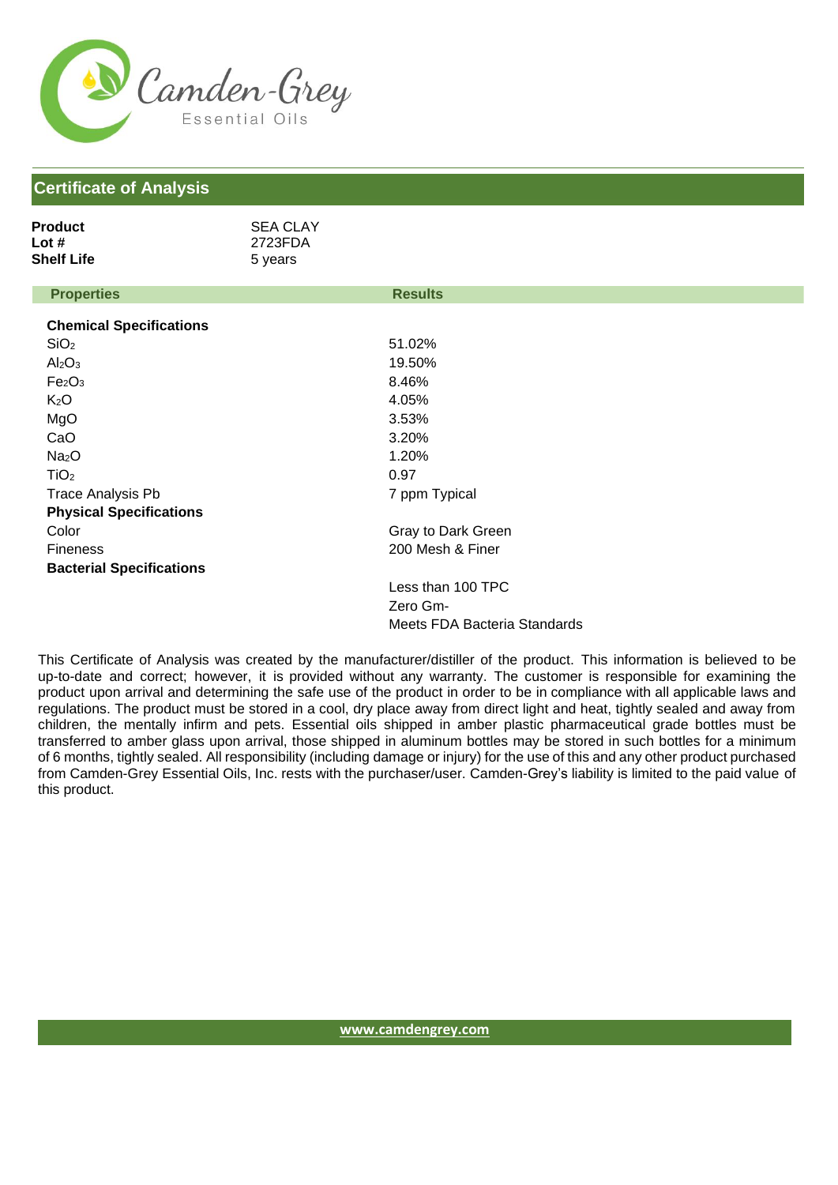Camden-Grey
Essential Oils

## Certificate of Analysis

**Product** SEA CLAY
**Lot #** 2723FDA
**Shelf Life** 5 years

| Properties | Results |
|---|---|
| **Chemical Specifications** | |
| $SiO_2$ | 51.02% |
| $Al_2O_3$ | 19.50% |
| $Fe_2O_3$ | 8.46% |
| $K_2O$ | 4.05% |
| $MgO$ | 3.53% |
| $CaO$ | 3.20% |
| $Na_2O$ | 1.20% |
| $TiO_2$ | 0.97 |
| Trace Analysis Pb | 7 ppm Typical |
| **Physical Specifications** | |
| Color | Gray to Dark Green |
| Fineness | 200 Mesh & Finer |
| **Bacterial Specifications** | |
| | Less than 100 TPC |
| | Zero Gm- |
| | Meets FDA Bacteria Standards |

This Certificate of Analysis was created by the manufacturer/distiller of the product. This information is believed to be up-to-date and correct; however, it is provided without any warranty. The customer is responsible for examining the product upon arrival and determining the safe use of the product in order to be in compliance with all applicable laws and regulations. The product must be stored in a cool, dry place away from direct light and heat, tightly sealed and away from children, the mentally infirm and pets. Essential oils shipped in amber plastic pharmaceutical grade bottles must be transferred to amber glass upon arrival, those shipped in aluminum bottles may be stored in such bottles for a minimum of 6 months, tightly sealed. All responsibility (including damage or injury) for the use of this and any other product purchased from Camden-Grey Essential Oils, Inc. rests with the purchaser/user. Camden-Grey's liability is limited to the paid value of this product.

www.camdengrey.com